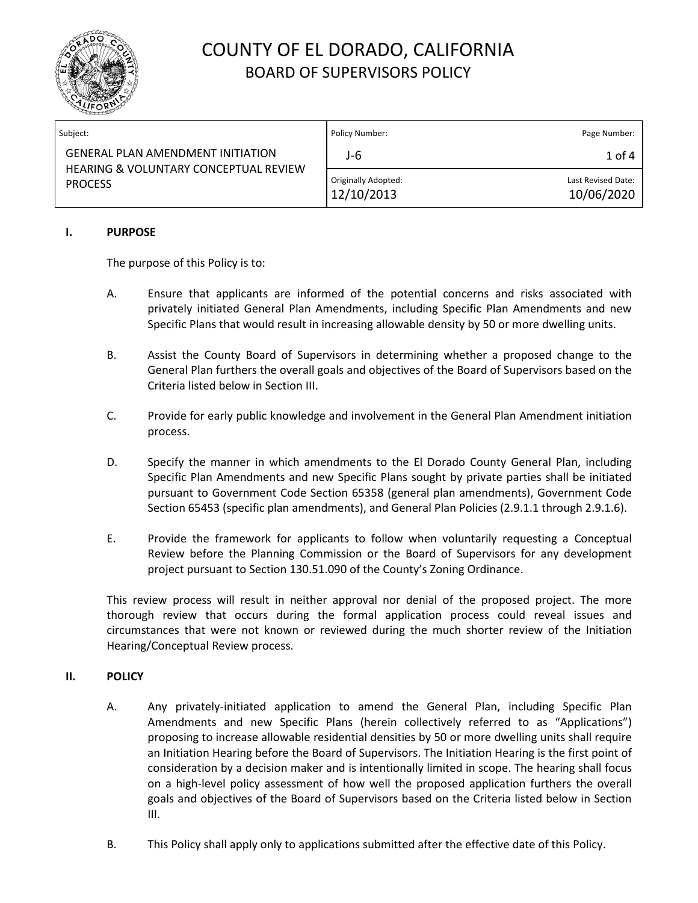# COUNTY OF EL DORADO, CALIFORNIA

## BOARD OF SUPERVISORS POLICY

| Subject: | Policy Number: | Page Number: |
|---|---|---|
| GENERAL PLAN AMENDMENT INITIATION HEARING & VOLUNTARY CONCEPTUAL REVIEW PROCESS | J-6 | 1 of 4 |
| | Originally Adopted: 12/10/2013 | Last Revised Date: 10/06/2020 |

### I. PURPOSE

The purpose of this Policy is to:

A. Ensure that applicants are informed of the potential concerns and risks associated with privately initiated General Plan Amendments, including Specific Plan Amendments and new Specific Plans that would result in increasing allowable density by 50 or more dwelling units.

B. Assist the County Board of Supervisors in determining whether a proposed change to the General Plan furthers the overall goals and objectives of the Board of Supervisors based on the Criteria listed below in Section III.

C. Provide for early public knowledge and involvement in the General Plan Amendment initiation process.

D. Specify the manner in which amendments to the El Dorado County General Plan, including Specific Plan Amendments and new Specific Plans sought by private parties shall be initiated pursuant to Government Code Section 65358 (general plan amendments), Government Code Section 65453 (specific plan amendments), and General Plan Policies (2.9.1.1 through 2.9.1.6).

E. Provide the framework for applicants to follow when voluntarily requesting a Conceptual Review before the Planning Commission or the Board of Supervisors for any development project pursuant to Section 130.51.090 of the County's Zoning Ordinance.

This review process will result in neither approval nor denial of the proposed project. The more thorough review that occurs during the formal application process could reveal issues and circumstances that were not known or reviewed during the much shorter review of the Initiation Hearing/Conceptual Review process.

### II. POLICY

A. Any privately-initiated application to amend the General Plan, including Specific Plan Amendments and new Specific Plans (herein collectively referred to as "Applications") proposing to increase allowable residential densities by 50 or more dwelling units shall require an Initiation Hearing before the Board of Supervisors. The Initiation Hearing is the first point of consideration by a decision maker and is intentionally limited in scope. The hearing shall focus on a high-level policy assessment of how well the proposed application furthers the overall goals and objectives of the Board of Supervisors based on the Criteria listed below in Section III.

B. This Policy shall apply only to applications submitted after the effective date of this Policy.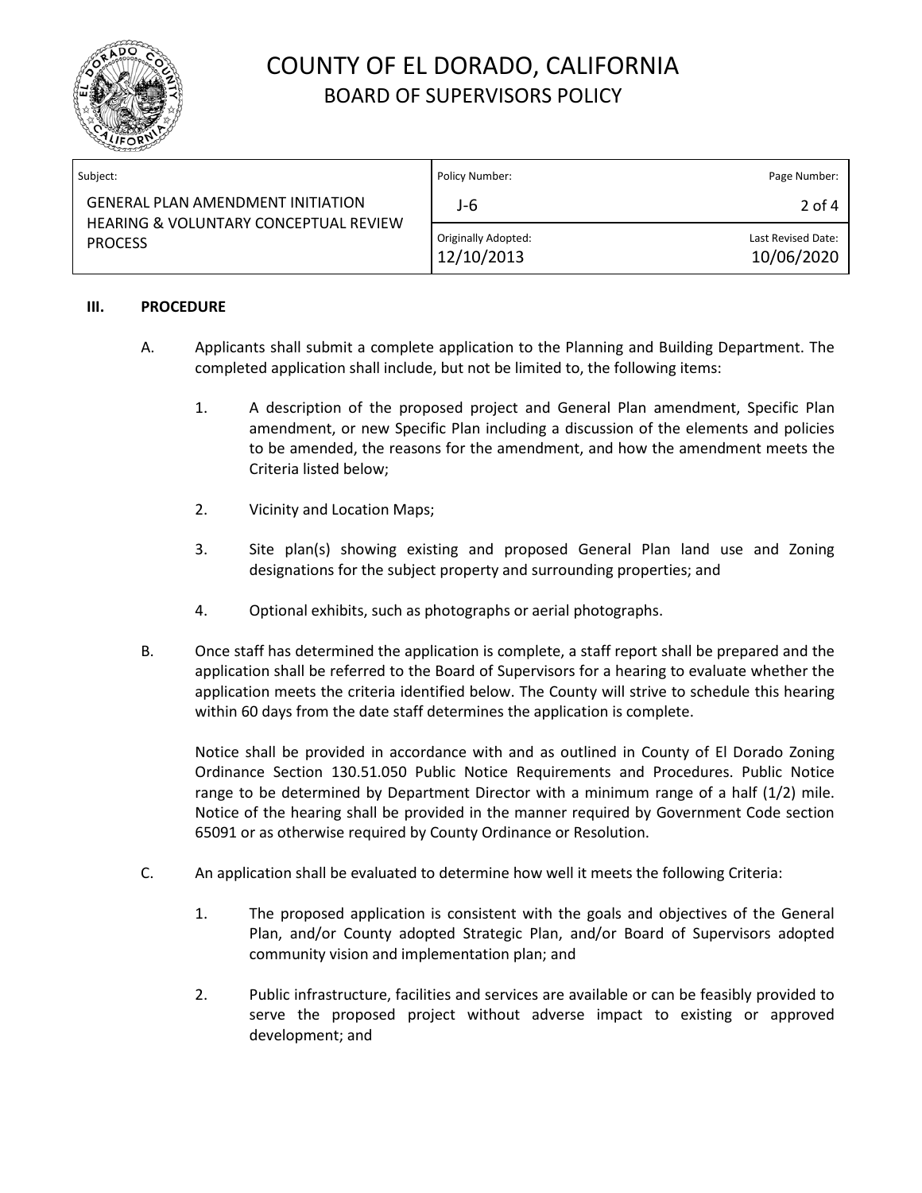### III. PROCEDURE

A. Applicants shall submit a complete application to the Planning and Building Department. The completed application shall include, but not be limited to, the following items:

1. A description of the proposed project and General Plan amendment, Specific Plan amendment, or new Specific Plan including a discussion of the elements and policies to be amended, the reasons for the amendment, and how the amendment meets the Criteria listed below;

2. Vicinity and Location Maps;

3. Site plan(s) showing existing and proposed General Plan land use and Zoning designations for the subject property and surrounding properties; and

4. Optional exhibits, such as photographs or aerial photographs.

B. Once staff has determined the application is complete, a staff report shall be prepared and the application shall be referred to the Board of Supervisors for a hearing to evaluate whether the application meets the criteria identified below. The County will strive to schedule this hearing within 60 days from the date staff determines the application is complete.

Notice shall be provided in accordance with and as outlined in County of El Dorado Zoning Ordinance Section 130.51.050 Public Notice Requirements and Procedures. Public Notice range to be determined by Department Director with a minimum range of a half (1/2) mile. Notice of the hearing shall be provided in the manner required by Government Code section 65091 or as otherwise required by County Ordinance or Resolution.

C. An application shall be evaluated to determine how well it meets the following Criteria:

1. The proposed application is consistent with the goals and objectives of the General Plan, and/or County adopted Strategic Plan, and/or Board of Supervisors adopted community vision and implementation plan; and

2. Public infrastructure, facilities and services are available or can be feasibly provided to serve the proposed project without adverse impact to existing or approved development; and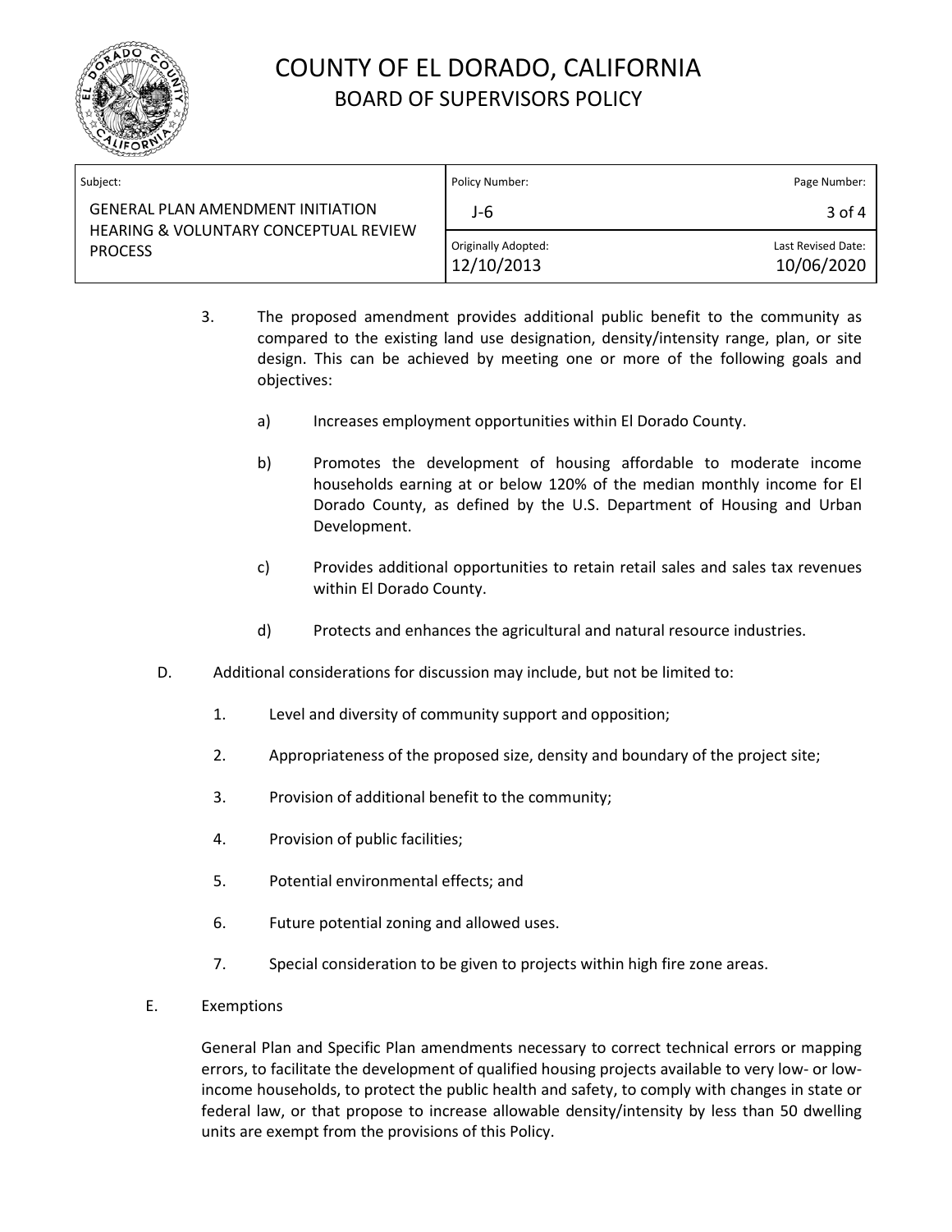3. The proposed amendment provides additional public benefit to the community as compared to the existing land use designation, density/intensity range, plan, or site design. This can be achieved by meeting one or more of the following goals and objectives:

   a) Increases employment opportunities within El Dorado County.

   b) Promotes the development of housing affordable to moderate income households earning at or below 120% of the median monthly income for El Dorado County, as defined by the U.S. Department of Housing and Urban Development.

   c) Provides additional opportunities to retain retail sales and sales tax revenues within El Dorado County.

   d) Protects and enhances the agricultural and natural resource industries.

D. Additional considerations for discussion may include, but not be limited to:

   1. Level and diversity of community support and opposition;

   2. Appropriateness of the proposed size, density and boundary of the project site;

   3. Provision of additional benefit to the community;

   4. Provision of public facilities;

   5. Potential environmental effects; and

   6. Future potential zoning and allowed uses.

   7. Special consideration to be given to projects within high fire zone areas.

E. Exemptions

   General Plan and Specific Plan amendments necessary to correct technical errors or mapping errors, to facilitate the development of qualified housing projects available to very low- or low-income households, to protect the public health and safety, to comply with changes in state or federal law, or that propose to increase allowable density/intensity by less than 50 dwelling units are exempt from the provisions of this Policy.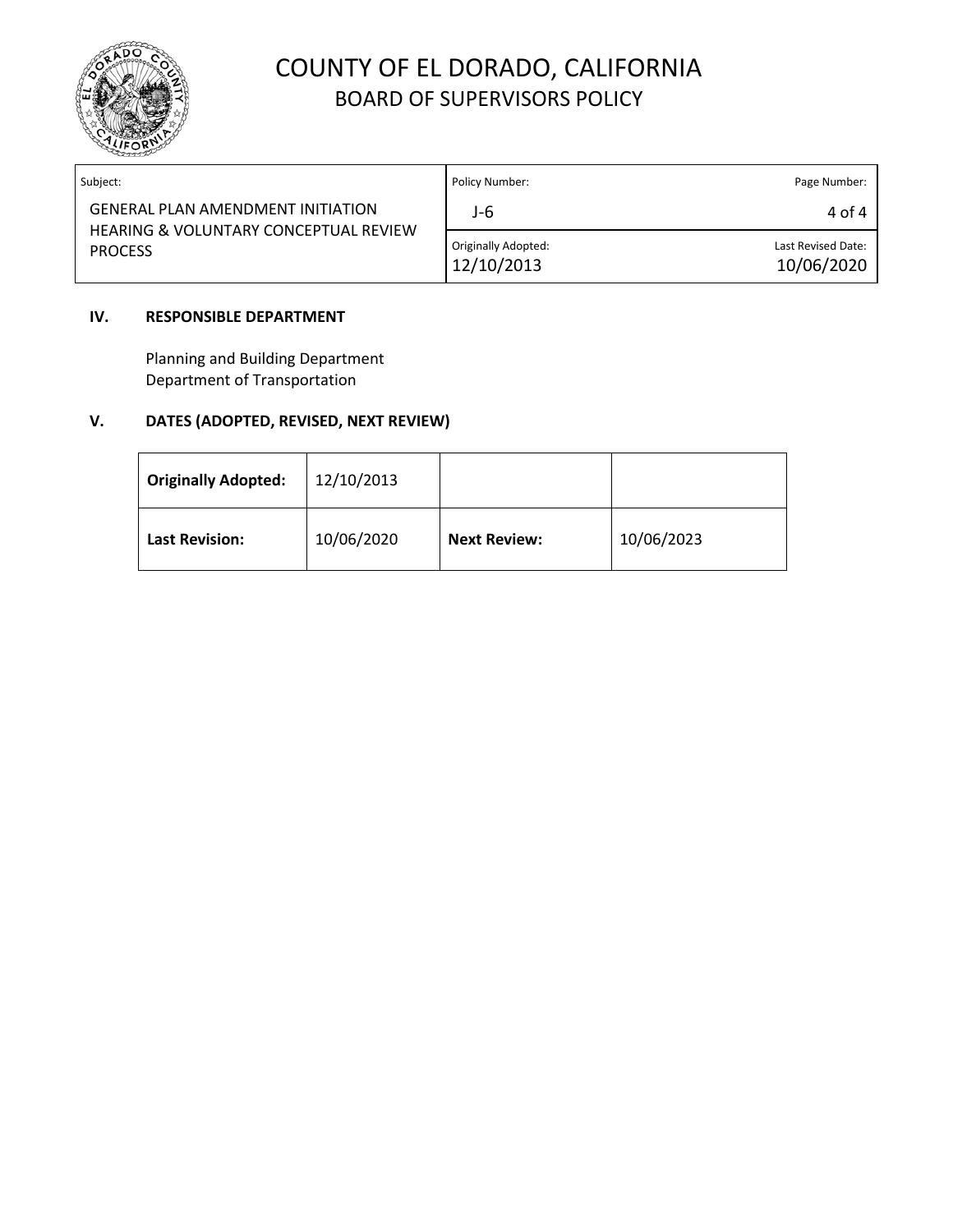## IV. RESPONSIBLE DEPARTMENT

Planning and Building Department
Department of Transportation

## V. DATES (ADOPTED, REVISED, NEXT REVIEW)

| | | | |
|---|---|---|---|
| **Originally Adopted:** | 12/10/2013 | | |
| **Last Revision:** | 10/06/2020 | **Next Review:** | 10/06/2023 |